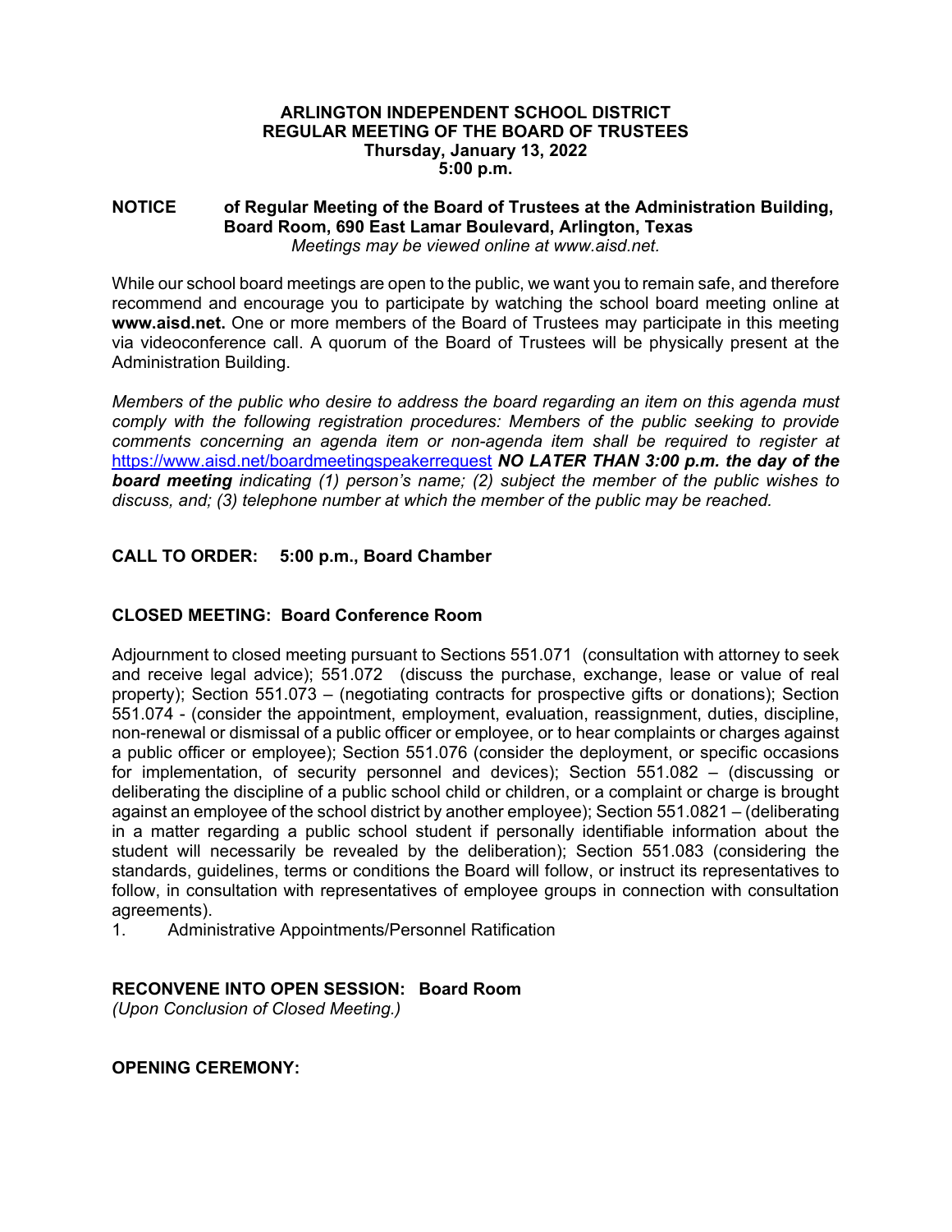**ARLINGTON INDEPENDENT SCHOOL DISTRICT**
**REGULAR MEETING OF THE BOARD OF TRUSTEES**
**Thursday, January 13, 2022**
**5:00 p.m.**

**NOTICE of Regular Meeting of the Board of Trustees at the Administration Building, Board Room, 690 East Lamar Boulevard, Arlington, Texas**
*Meetings may be viewed online at www.aisd.net.*

While our school board meetings are open to the public, we want you to remain safe, and therefore recommend and encourage you to participate by watching the school board meeting online at **www.aisd.net.** One or more members of the Board of Trustees may participate in this meeting via videoconference call. A quorum of the Board of Trustees will be physically present at the Administration Building.

*Members of the public who desire to address the board regarding an item on this agenda must comply with the following registration procedures: Members of the public seeking to provide comments concerning an agenda item or non-agenda item shall be required to register at* [https://www.aisd.net/boardmeetingspeakerrequest](https://www.aisd.net/boardmeetingspeakerrequest) ***NO LATER THAN 3:00 p.m. the day of the board meeting*** *indicating (1) person's name; (2) subject the member of the public wishes to discuss, and; (3) telephone number at which the member of the public may be reached.*

**CALL TO ORDER: 5:00 p.m., Board Chamber**

**CLOSED MEETING: Board Conference Room**

Adjournment to closed meeting pursuant to Sections 551.071 (consultation with attorney to seek and receive legal advice); 551.072 (discuss the purchase, exchange, lease or value of real property); Section 551.073 – (negotiating contracts for prospective gifts or donations); Section 551.074 - (consider the appointment, employment, evaluation, reassignment, duties, discipline, non-renewal or dismissal of a public officer or employee, or to hear complaints or charges against a public officer or employee); Section 551.076 (consider the deployment, or specific occasions for implementation, of security personnel and devices); Section 551.082 – (discussing or deliberating the discipline of a public school child or children, or a complaint or charge is brought against an employee of the school district by another employee); Section 551.0821 – (deliberating in a matter regarding a public school student if personally identifiable information about the student will necessarily be revealed by the deliberation); Section 551.083 (considering the standards, guidelines, terms or conditions the Board will follow, or instruct its representatives to follow, in consultation with representatives of employee groups in connection with consultation agreements).

1. Administrative Appointments/Personnel Ratification

**RECONVENE INTO OPEN SESSION: Board Room**
*(Upon Conclusion of Closed Meeting.)*

**OPENING CEREMONY:**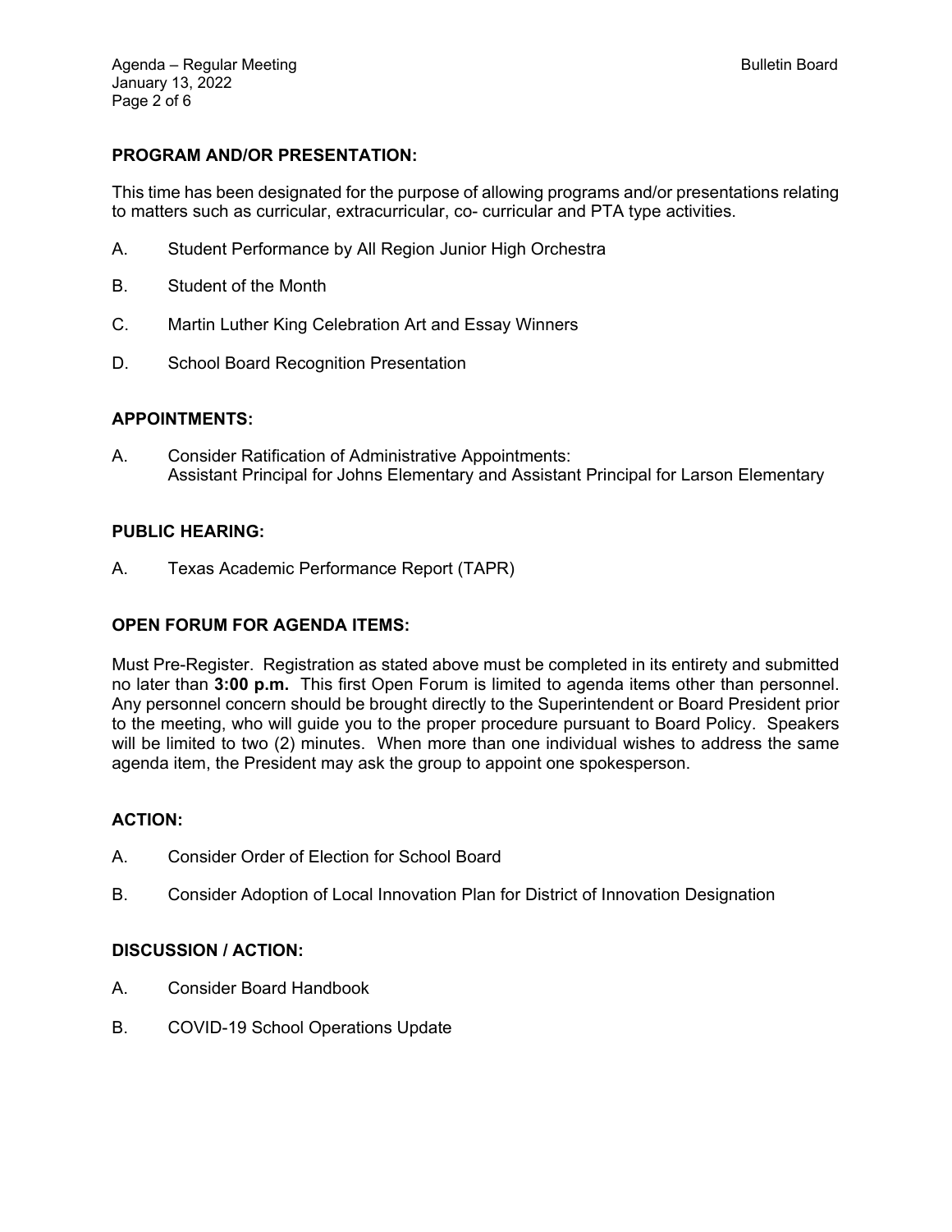## PROGRAM AND/OR PRESENTATION:

This time has been designated for the purpose of allowing programs and/or presentations relating to matters such as curricular, extracurricular, co- curricular and PTA type activities.

A. Student Performance by All Region Junior High Orchestra

B. Student of the Month

C. Martin Luther King Celebration Art and Essay Winners

D. School Board Recognition Presentation

## APPOINTMENTS:

A. Consider Ratification of Administrative Appointments:
Assistant Principal for Johns Elementary and Assistant Principal for Larson Elementary

## PUBLIC HEARING:

A. Texas Academic Performance Report (TAPR)

## OPEN FORUM FOR AGENDA ITEMS:

Must Pre-Register. Registration as stated above must be completed in its entirety and submitted no later than **3:00 p.m.** This first Open Forum is limited to agenda items other than personnel. Any personnel concern should be brought directly to the Superintendent or Board President prior to the meeting, who will guide you to the proper procedure pursuant to Board Policy. Speakers will be limited to two (2) minutes. When more than one individual wishes to address the same agenda item, the President may ask the group to appoint one spokesperson.

## ACTION:

A. Consider Order of Election for School Board

B. Consider Adoption of Local Innovation Plan for District of Innovation Designation

## DISCUSSION / ACTION:

A. Consider Board Handbook

B. COVID-19 School Operations Update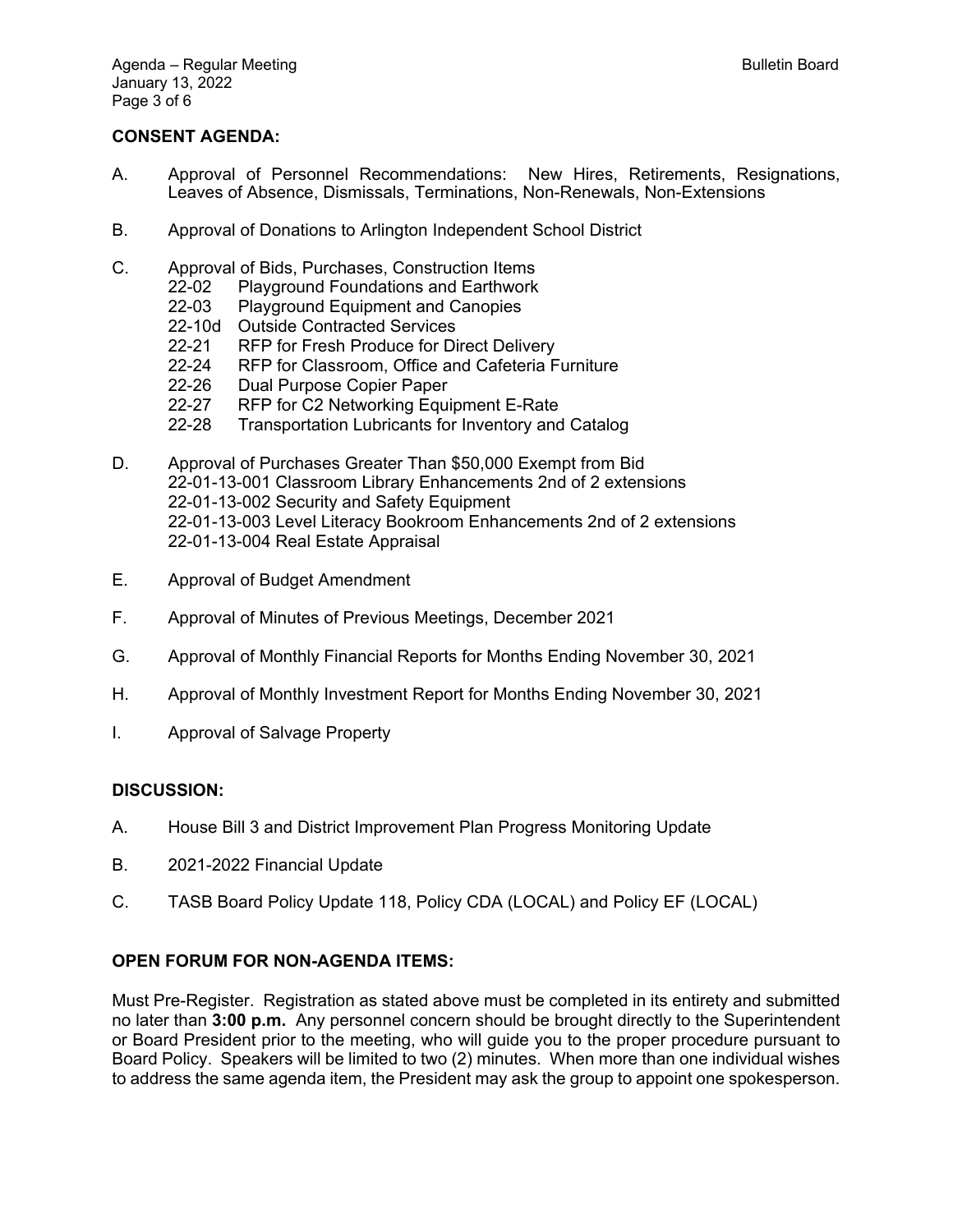## CONSENT AGENDA:

A. Approval of Personnel Recommendations: New Hires, Retirements, Resignations, Leaves of Absence, Dismissals, Terminations, Non-Renewals, Non-Extensions

B. Approval of Donations to Arlington Independent School District

C. Approval of Bids, Purchases, Construction Items
   - 22-02 Playground Foundations and Earthwork
   - 22-03 Playground Equipment and Canopies
   - 22-10d Outside Contracted Services
   - 22-21 RFP for Fresh Produce for Direct Delivery
   - 22-24 RFP for Classroom, Office and Cafeteria Furniture
   - 22-26 Dual Purpose Copier Paper
   - 22-27 RFP for C2 Networking Equipment E-Rate
   - 22-28 Transportation Lubricants for Inventory and Catalog

D. Approval of Purchases Greater Than $50,000 Exempt from Bid
   - 22-01-13-001 Classroom Library Enhancements 2nd of 2 extensions
   - 22-01-13-002 Security and Safety Equipment
   - 22-01-13-003 Level Literacy Bookroom Enhancements 2nd of 2 extensions
   - 22-01-13-004 Real Estate Appraisal

E. Approval of Budget Amendment

F. Approval of Minutes of Previous Meetings, December 2021

G. Approval of Monthly Financial Reports for Months Ending November 30, 2021

H. Approval of Monthly Investment Report for Months Ending November 30, 2021

I. Approval of Salvage Property

## DISCUSSION:

A. House Bill 3 and District Improvement Plan Progress Monitoring Update

B. 2021-2022 Financial Update

C. TASB Board Policy Update 118, Policy CDA (LOCAL) and Policy EF (LOCAL)

## OPEN FORUM FOR NON-AGENDA ITEMS:

Must Pre-Register. Registration as stated above must be completed in its entirety and submitted no later than **3:00 p.m.** Any personnel concern should be brought directly to the Superintendent or Board President prior to the meeting, who will guide you to the proper procedure pursuant to Board Policy. Speakers will be limited to two (2) minutes. When more than one individual wishes to address the same agenda item, the President may ask the group to appoint one spokesperson.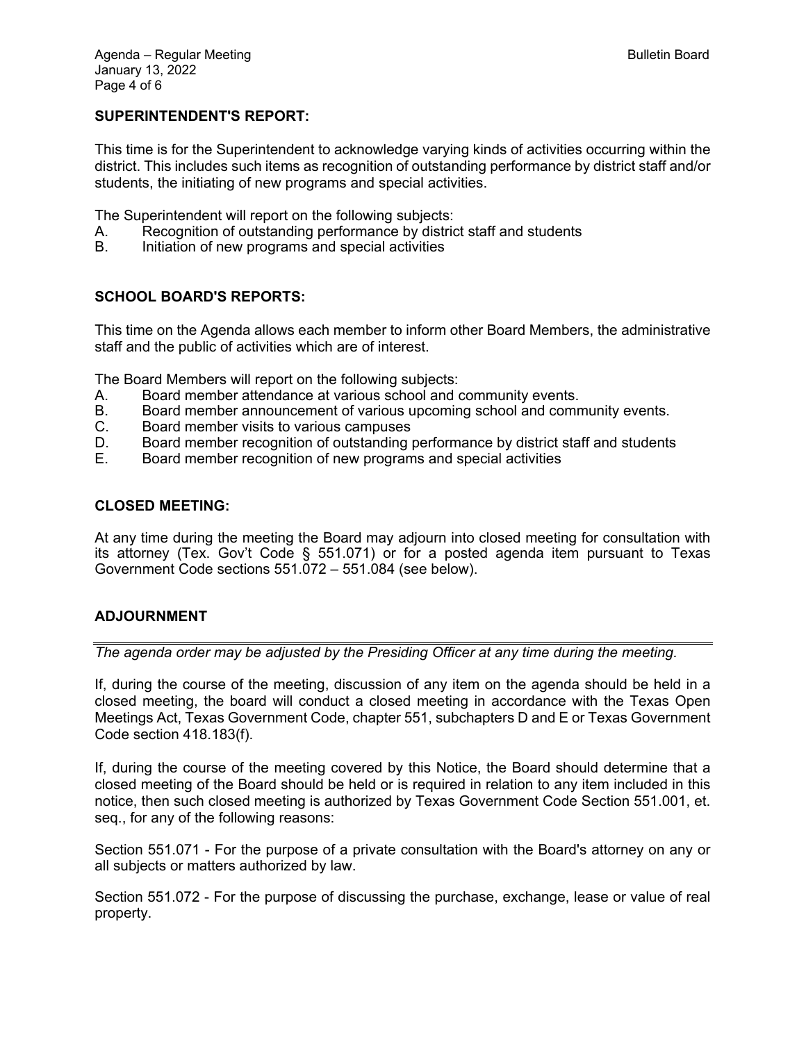**SUPERINTENDENT'S REPORT:**

This time is for the Superintendent to acknowledge varying kinds of activities occurring within the district. This includes such items as recognition of outstanding performance by district staff and/or students, the initiating of new programs and special activities.

The Superintendent will report on the following subjects:

A. Recognition of outstanding performance by district staff and students
B. Initiation of new programs and special activities

**SCHOOL BOARD'S REPORTS:**

This time on the Agenda allows each member to inform other Board Members, the administrative staff and the public of activities which are of interest.

The Board Members will report on the following subjects:

A. Board member attendance at various school and community events.
B. Board member announcement of various upcoming school and community events.
C. Board member visits to various campuses
D. Board member recognition of outstanding performance by district staff and students
E. Board member recognition of new programs and special activities

**CLOSED MEETING:**

At any time during the meeting the Board may adjourn into closed meeting for consultation with its attorney (Tex. Gov't Code § 551.071) or for a posted agenda item pursuant to Texas Government Code sections 551.072 – 551.084 (see below).

**ADJOURNMENT**

---

*The agenda order may be adjusted by the Presiding Officer at any time during the meeting.*

If, during the course of the meeting, discussion of any item on the agenda should be held in a closed meeting, the board will conduct a closed meeting in accordance with the Texas Open Meetings Act, Texas Government Code, chapter 551, subchapters D and E or Texas Government Code section 418.183(f).

If, during the course of the meeting covered by this Notice, the Board should determine that a closed meeting of the Board should be held or is required in relation to any item included in this notice, then such closed meeting is authorized by Texas Government Code Section 551.001, et. seq., for any of the following reasons:

Section 551.071 - For the purpose of a private consultation with the Board's attorney on any or all subjects or matters authorized by law.

Section 551.072 - For the purpose of discussing the purchase, exchange, lease or value of real property.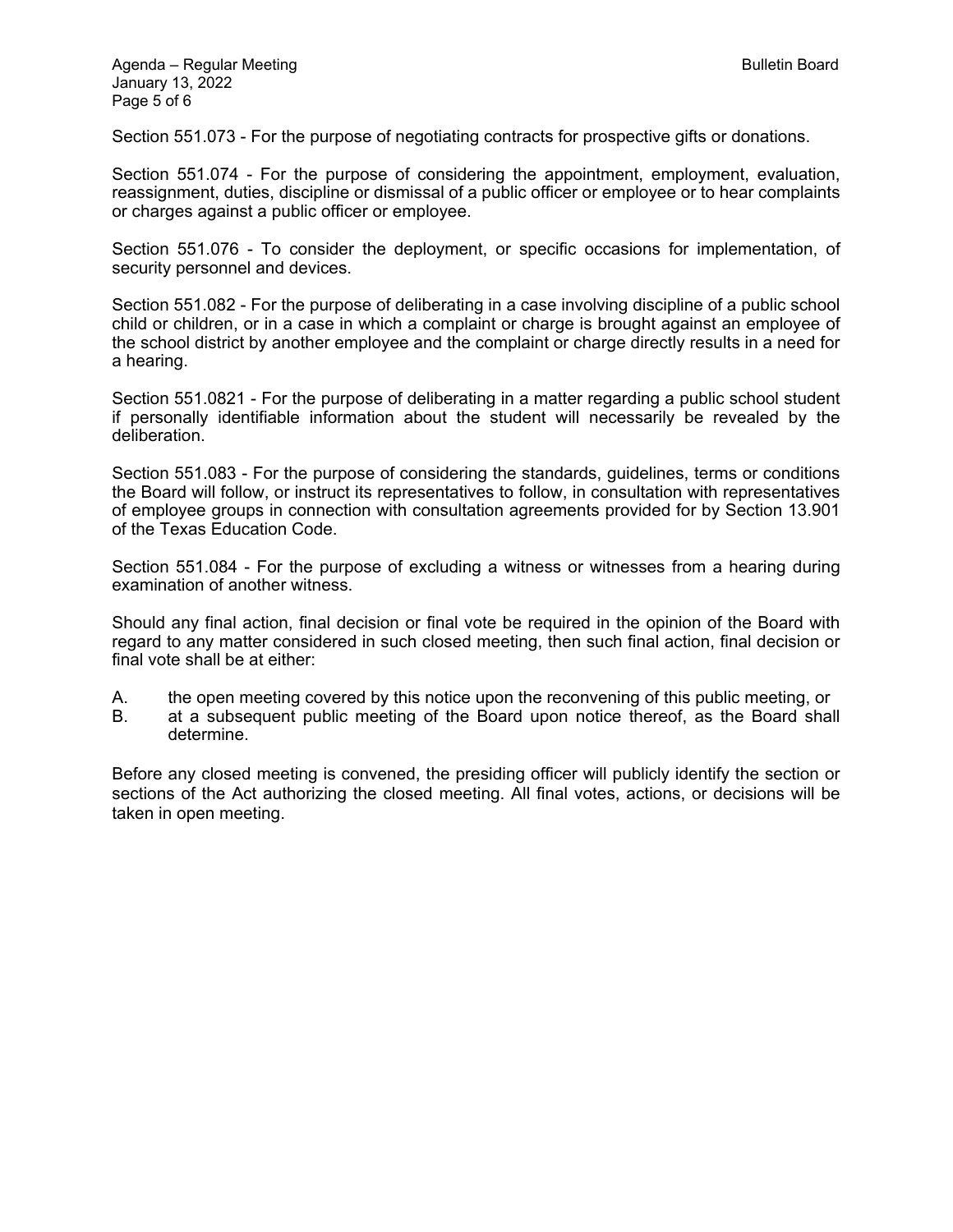Section 551.073 - For the purpose of negotiating contracts for prospective gifts or donations.

Section 551.074 - For the purpose of considering the appointment, employment, evaluation, reassignment, duties, discipline or dismissal of a public officer or employee or to hear complaints or charges against a public officer or employee.

Section 551.076 - To consider the deployment, or specific occasions for implementation, of security personnel and devices.

Section 551.082 - For the purpose of deliberating in a case involving discipline of a public school child or children, or in a case in which a complaint or charge is brought against an employee of the school district by another employee and the complaint or charge directly results in a need for a hearing.

Section 551.0821 - For the purpose of deliberating in a matter regarding a public school student if personally identifiable information about the student will necessarily be revealed by the deliberation.

Section 551.083 - For the purpose of considering the standards, guidelines, terms or conditions the Board will follow, or instruct its representatives to follow, in consultation with representatives of employee groups in connection with consultation agreements provided for by Section 13.901 of the Texas Education Code.

Section 551.084 - For the purpose of excluding a witness or witnesses from a hearing during examination of another witness.

Should any final action, final decision or final vote be required in the opinion of the Board with regard to any matter considered in such closed meeting, then such final action, final decision or final vote shall be at either:

A. the open meeting covered by this notice upon the reconvening of this public meeting, or
B. at a subsequent public meeting of the Board upon notice thereof, as the Board shall determine.

Before any closed meeting is convened, the presiding officer will publicly identify the section or sections of the Act authorizing the closed meeting. All final votes, actions, or decisions will be taken in open meeting.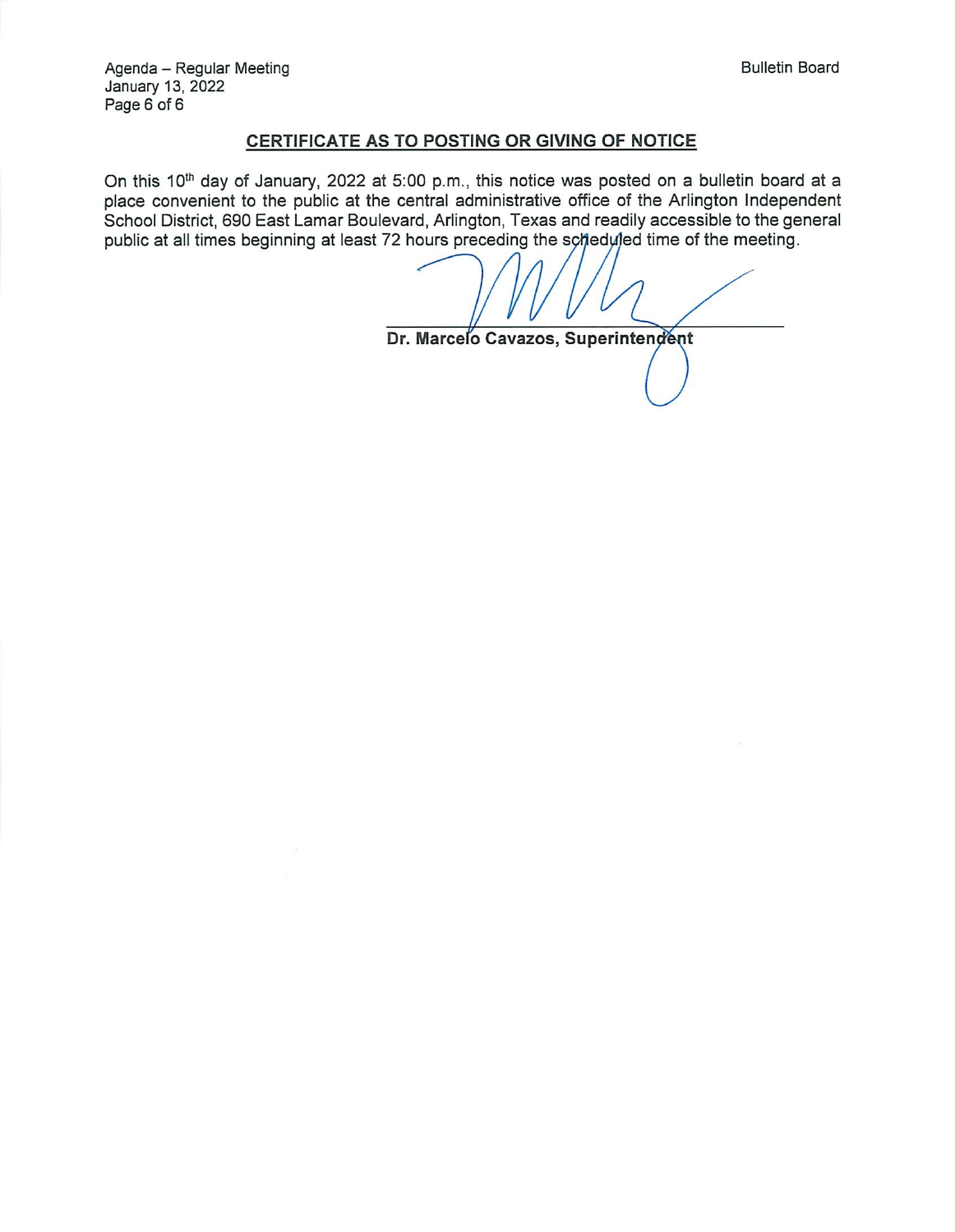## CERTIFICATE AS TO POSTING OR GIVING OF NOTICE

On this 10th day of January, 2022 at 5:00 p.m., this notice was posted on a bulletin board at a place convenient to the public at the central administrative office of the Arlington Independent School District, 690 East Lamar Boulevard, Arlington, Texas and readily accessible to the general public at all times beginning at least 72 hours preceding the scheduled time of the meeting.

**Dr. Marcelo Cavazos, Superintendent**